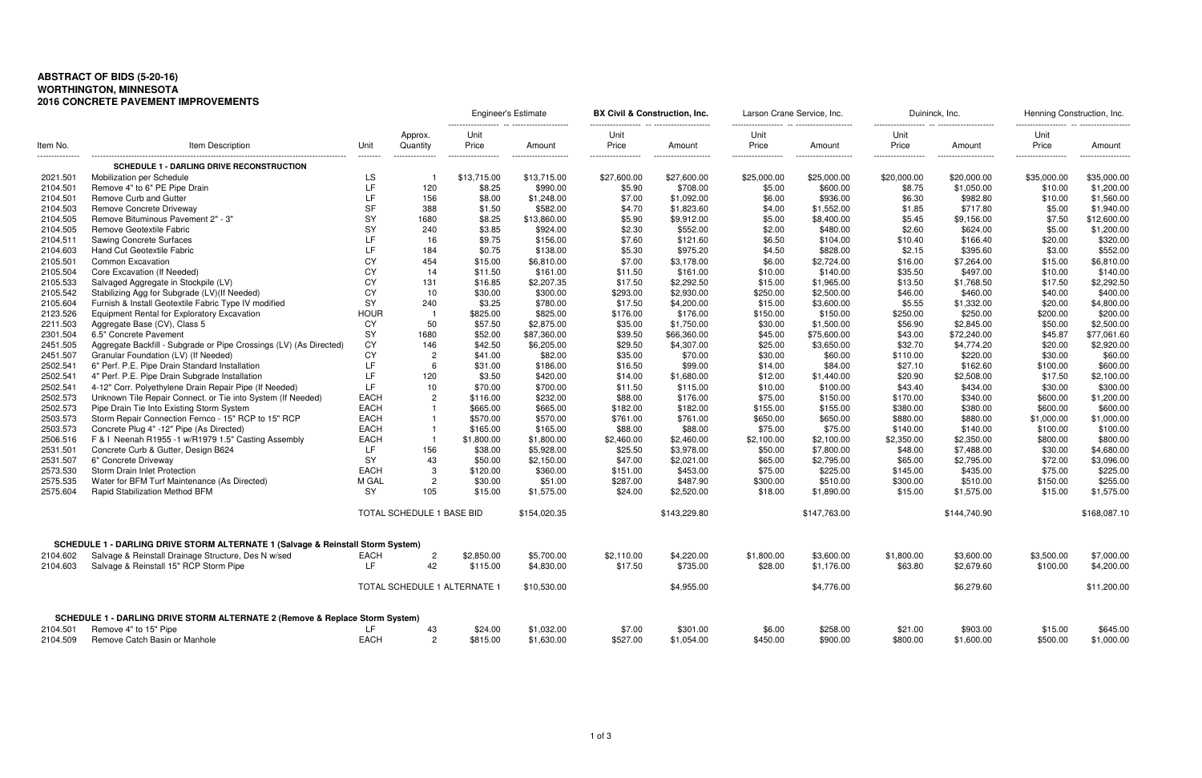**ABSTRACT OF BIDS (5-20-16)**
**WORTHINGTON, MINNESOTA**
**2016 CONCRETE PAVEMENT IMPROVEMENTS**

| | | | | Engineer's Estimate | | BX Civil & Construction, Inc. | | Larson Crane Service, Inc. | | Duininck, Inc. | | Henning Construction, Inc. | |
|---|---|---|---|---|---|---|---|---|---|---|---|---|---|
| Item No. | Item Description | Unit | Approx. Quantity | Unit Price | Amount | Unit Price | Amount | Unit Price | Amount | Unit Price | Amount | Unit Price | Amount |
| | **SCHEDULE 1 - DARLING DRIVE RECONSTRUCTION** | | | | | | | | | | | | |
| 2021.501 | Mobilization per Schedule | LS | 1 | $13,715.00 | $13,715.00 | $27,600.00 | $27,600.00 | $25,000.00 | $25,000.00 | $20,000.00 | $20,000.00 | $35,000.00 | $35,000.00 |
| 2104.501 | Remove 4" to 6" PE Pipe Drain | LF | 120 | $8.25 | $990.00 | $5.90 | $708.00 | $5.00 | $600.00 | $8.75 | $1,050.00 | $10.00 | $1,200.00 |
| 2104.501 | Remove Curb and Gutter | LF | 156 | $8.00 | $1,248.00 | $7.00 | $1,092.00 | $6.00 | $936.00 | $6.30 | $982.80 | $10.00 | $1,560.00 |
| 2104.503 | Remove Concrete Driveway | SF | 388 | $1.50 | $582.00 | $4.70 | $1,823.60 | $4.00 | $1,552.00 | $1.85 | $717.80 | $5.00 | $1,940.00 |
| 2104.505 | Remove Bituminous Pavement 2" - 3" | SY | 1680 | $8.25 | $13,860.00 | $5.90 | $9,912.00 | $5.00 | $8,400.00 | $5.45 | $9,156.00 | $7.50 | $12,600.00 |
| 2104.505 | Remove Geotextile Fabric | SY | 240 | $3.85 | $924.00 | $2.30 | $552.00 | $2.00 | $480.00 | $2.60 | $624.00 | $5.00 | $1,200.00 |
| 2104.511 | Sawing Concrete Surfaces | LF | 16 | $9.75 | $156.00 | $7.60 | $121.60 | $6.50 | $104.00 | $10.40 | $166.40 | $20.00 | $320.00 |
| 2104.603 | Hand Cut Geotextile Fabric | LF | 184 | $0.75 | $138.00 | $5.30 | $975.20 | $4.50 | $828.00 | $2.15 | $395.60 | $3.00 | $552.00 |
| 2105.501 | Common Excavation | CY | 454 | $15.00 | $6,810.00 | $7.00 | $3,178.00 | $6.00 | $2,724.00 | $16.00 | $7,264.00 | $15.00 | $6,810.00 |
| 2105.504 | Core Excavation (If Needed) | CY | 14 | $11.50 | $161.00 | $11.50 | $161.00 | $10.00 | $140.00 | $35.50 | $497.00 | $10.00 | $140.00 |
| 2105.533 | Salvaged Aggregate in Stockpile (LV) | CY | 131 | $16.85 | $2,207.35 | $17.50 | $2,292.50 | $15.00 | $1,965.00 | $13.50 | $1,768.50 | $17.50 | $2,292.50 |
| 2105.542 | Stabilizing Agg for Subgrade (LV)(If Needed) | CY | 10 | $30.00 | $300.00 | $293.00 | $2,930.00 | $250.00 | $2,500.00 | $46.00 | $460.00 | $40.00 | $400.00 |
| 2105.604 | Furnish & Install Geotextile Fabric Type IV modified | SY | 240 | $3.25 | $780.00 | $17.50 | $4,200.00 | $15.00 | $3,600.00 | $5.55 | $1,332.00 | $20.00 | $4,800.00 |
| 2123.526 | Equipment Rental for Exploratory Excavation | HOUR | 1 | $825.00 | $825.00 | $176.00 | $176.00 | $150.00 | $150.00 | $250.00 | $250.00 | $200.00 | $200.00 |
| 2211.503 | Aggregate Base (CV), Class 5 | CY | 50 | $57.50 | $2,875.00 | $35.00 | $1,750.00 | $30.00 | $1,500.00 | $56.90 | $2,845.00 | $50.00 | $2,500.00 |
| 2301.504 | 6.5" Concrete Pavement | SY | 1680 | $52.00 | $87,360.00 | $39.50 | $66,360.00 | $45.00 | $75,600.00 | $43.00 | $72,240.00 | $45.87 | $77,061.60 |
| 2451.505 | Aggregate Backfill - Subgrade or Pipe Crossings (LV) (As Directed) | CY | 146 | $42.50 | $6,205.00 | $29.50 | $4,307.00 | $25.00 | $3,650.00 | $32.70 | $4,774.20 | $20.00 | $2,920.00 |
| 2451.507 | Granular Foundation (LV) (If Needed) | CY | 2 | $41.00 | $82.00 | $35.00 | $70.00 | $30.00 | $60.00 | $110.00 | $220.00 | $30.00 | $60.00 |
| 2502.541 | 6" Perf. P.E. Pipe Drain Standard Installation | LF | 6 | $31.00 | $186.00 | $16.50 | $99.00 | $14.00 | $84.00 | $27.10 | $162.60 | $100.00 | $600.00 |
| 2502.541 | 4" Perf. P.E. Pipe Drain Subgrade Installation | LF | 120 | $3.50 | $420.00 | $14.00 | $1,680.00 | $12.00 | $1,440.00 | $20.90 | $2,508.00 | $17.50 | $2,100.00 |
| 2502.541 | 4-12" Corr. Polyethylene Drain Repair Pipe (If Needed) | LF | 10 | $70.00 | $700.00 | $11.50 | $115.00 | $10.00 | $100.00 | $43.40 | $434.00 | $30.00 | $300.00 |
| 2502.573 | Unknown Tile Repair Connect. or Tie into System (If Needed) | EACH | 2 | $116.00 | $232.00 | $88.00 | $176.00 | $75.00 | $150.00 | $170.00 | $340.00 | $600.00 | $1,200.00 |
| 2502.573 | Pipe Drain Tie Into Existing Storm System | EACH | 1 | $665.00 | $665.00 | $182.00 | $182.00 | $155.00 | $155.00 | $380.00 | $380.00 | $600.00 | $600.00 |
| 2503.573 | Storm Repair Connection Fernco - 15" RCP to 15" RCP | EACH | 1 | $570.00 | $570.00 | $761.00 | $761.00 | $650.00 | $650.00 | $880.00 | $880.00 | $1,000.00 | $1,000.00 |
| 2503.573 | Concrete Plug 4" -12" Pipe (As Directed) | EACH | 1 | $165.00 | $165.00 | $88.00 | $88.00 | $75.00 | $75.00 | $140.00 | $140.00 | $100.00 | $100.00 |
| 2506.516 | F & I Neenah R1955 -1 w/R1979 1.5" Casting Assembly | EACH | 1 | $1,800.00 | $1,800.00 | $2,460.00 | $2,460.00 | $2,100.00 | $2,100.00 | $2,350.00 | $2,350.00 | $800.00 | $800.00 |
| 2531.501 | Concrete Curb & Gutter, Design B624 | LF | 156 | $38.00 | $5,928.00 | $25.50 | $3,978.00 | $50.00 | $7,800.00 | $48.00 | $7,488.00 | $30.00 | $4,680.00 |
| 2531.507 | 6" Concrete Driveway | SY | 43 | $50.00 | $2,150.00 | $47.00 | $2,021.00 | $65.00 | $2,795.00 | $65.00 | $2,795.00 | $72.00 | $3,096.00 |
| 2573.530 | Storm Drain Inlet Protection | EACH | 3 | $120.00 | $360.00 | $151.00 | $453.00 | $75.00 | $225.00 | $145.00 | $435.00 | $75.00 | $225.00 |
| 2575.535 | Water for BFM Turf Maintenance (As Directed) | M GAL | 2 | $30.00 | $51.00 | $287.00 | $487.90 | $300.00 | $510.00 | $300.00 | $510.00 | $150.00 | $255.00 |
| 2575.604 | Rapid Stabilization Method BFM | SY | 105 | $15.00 | $1,575.00 | $24.00 | $2,520.00 | $18.00 | $1,890.00 | $15.00 | $1,575.00 | $15.00 | $1,575.00 |
| | | TOTAL SCHEDULE 1 BASE BID | | | $154,020.35 | | $143,229.80 | | $147,763.00 | | $144,740.90 | | $168,087.10 |
| | **SCHEDULE 1 - DARLING DRIVE STORM ALTERNATE 1 (Salvage & Reinstall Storm System)** | | | | | | | | | | | | |
| 2104.602 | Salvage & Reinstall Drainage Structure, Des N w/sed | EACH | 2 | $2,850.00 | $5,700.00 | $2,110.00 | $4,220.00 | $1,800.00 | $3,600.00 | $1,800.00 | $3,600.00 | $3,500.00 | $7,000.00 |
| 2104.603 | Salvage & Reinstall 15" RCP Storm Pipe | LF | 42 | $115.00 | $4,830.00 | $17.50 | $735.00 | $28.00 | $1,176.00 | $63.80 | $2,679.60 | $100.00 | $4,200.00 |
| | | TOTAL SCHEDULE 1 ALTERNATE 1 | | | $10,530.00 | | $4,955.00 | | $4,776.00 | | $6,279.60 | | $11,200.00 |
| | **SCHEDULE 1 - DARLING DRIVE STORM ALTERNATE 2 (Remove & Replace Storm System)** | | | | | | | | | | | | |
| 2104.501 | Remove 4" to 15" Pipe | LF | 43 | $24.00 | $1,032.00 | $7.00 | $301.00 | $6.00 | $258.00 | $21.00 | $903.00 | $15.00 | $645.00 |
| 2104.509 | Remove Catch Basin or Manhole | EACH | 2 | $815.00 | $1,630.00 | $527.00 | $1,054.00 | $450.00 | $900.00 | $800.00 | $1,600.00 | $500.00 | $1,000.00 |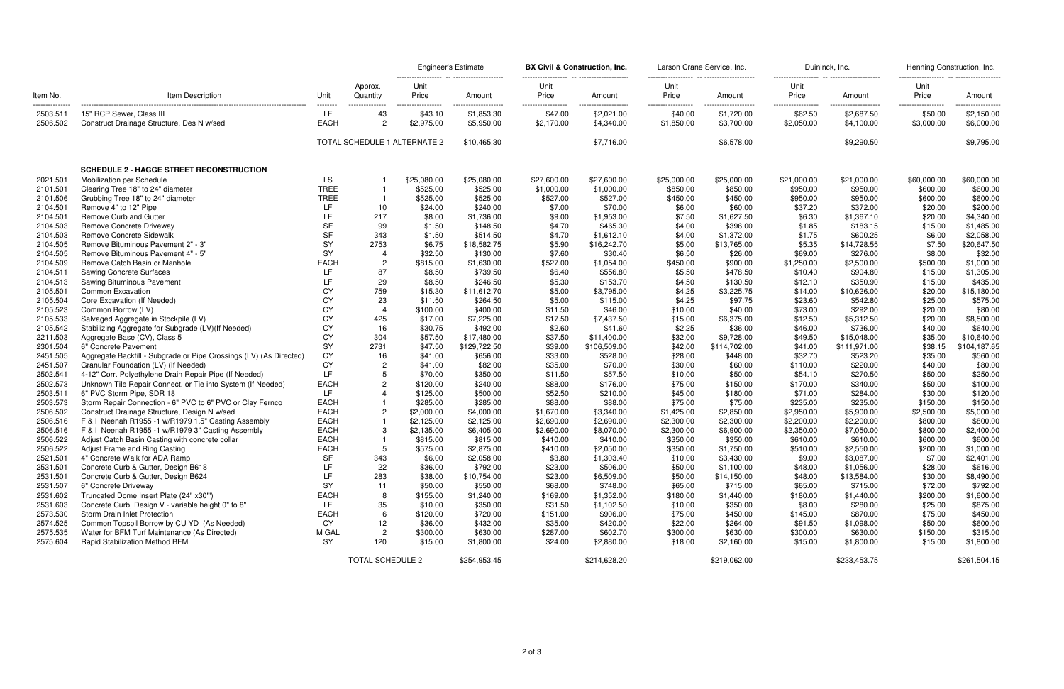| Item No. | Item Description | Unit | Approx. Quantity | Engineer's Estimate | | BX Civil & Construction, Inc. | | Larson Crane Service, Inc. | | Duininck, Inc. | | Henning Construction, Inc. | |
|---|---|---|---|---|---|---|---|---|---|---|---|---|---|
| | | | | Unit Price | Amount | Unit Price | Amount | Unit Price | Amount | Unit Price | Amount | Unit Price | Amount |
| 2503.511 | 15" RCP Sewer, Class III | LF | 43 | $43.10 | $1,853.30 | $47.00 | $2,021.00 | $40.00 | $1,720.00 | $62.50 | $2,687.50 | $50.00 | $2,150.00 |
| 2506.502 | Construct Drainage Structure, Des N w/sed | EACH | 2 | $2,975.00 | $5,950.00 | $2,170.00 | $4,340.00 | $1,850.00 | $3,700.00 | $2,050.00 | $4,100.00 | $3,000.00 | $6,000.00 |
| | | TOTAL SCHEDULE 1 ALTERNATE 2 | | | $10,465.30 | | $7,716.00 | | $6,578.00 | | $9,290.50 | | $9,795.00 |
| | **SCHEDULE 2 - HAGGE STREET RECONSTRUCTION** | | | | | | | | | | | | |
| 2021.501 | Mobilization per Schedule | LS | 1 | $25,080.00 | $25,080.00 | $27,600.00 | $27,600.00 | $25,000.00 | $25,000.00 | $21,000.00 | $21,000.00 | $60,000.00 | $60,000.00 |
| 2101.501 | Clearing Tree 18" to 24" diameter | TREE | 1 | $525.00 | $525.00 | $1,000.00 | $1,000.00 | $850.00 | $850.00 | $950.00 | $950.00 | $600.00 | $600.00 |
| 2101.506 | Grubbing Tree 18" to 24" diameter | TREE | 1 | $525.00 | $525.00 | $527.00 | $527.00 | $450.00 | $450.00 | $950.00 | $950.00 | $600.00 | $600.00 |
| 2104.501 | Remove 4" to 12" Pipe | LF | 10 | $24.00 | $240.00 | $7.00 | $70.00 | $6.00 | $60.00 | $37.20 | $372.00 | $20.00 | $200.00 |
| 2104.501 | Remove Curb and Gutter | LF | 217 | $8.00 | $1,736.00 | $9.00 | $1,953.00 | $7.50 | $1,627.50 | $6.30 | $1,367.10 | $20.00 | $4,340.00 |
| 2104.503 | Remove Concrete Driveway | SF | 99 | $1.50 | $148.50 | $4.70 | $465.30 | $4.00 | $396.00 | $1.85 | $183.15 | $15.00 | $1,485.00 |
| 2104.503 | Remove Concrete Sidewalk | SF | 343 | $1.50 | $514.50 | $4.70 | $1,612.10 | $4.00 | $1,372.00 | $1.75 | $600.25 | $6.00 | $2,058.00 |
| 2104.505 | Remove Bituminous Pavement 2" - 3" | SY | 2753 | $6.75 | $18,582.75 | $5.90 | $16,242.70 | $5.00 | $13,765.00 | $5.35 | $14,728.55 | $7.50 | $20,647.50 |
| 2104.505 | Remove Bituminous Pavement 4" - 5" | SY | 4 | $32.50 | $130.00 | $7.60 | $30.40 | $6.50 | $26.00 | $69.00 | $276.00 | $8.00 | $32.00 |
| 2104.509 | Remove Catch Basin or Manhole | EACH | 2 | $815.00 | $1,630.00 | $527.00 | $1,054.00 | $450.00 | $900.00 | $1,250.00 | $2,500.00 | $500.00 | $1,000.00 |
| 2104.511 | Sawing Concrete Surfaces | LF | 87 | $8.50 | $739.50 | $6.40 | $556.80 | $5.50 | $478.50 | $10.40 | $904.80 | $15.00 | $1,305.00 |
| 2104.513 | Sawing Bituminous Pavement | LF | 29 | $8.50 | $246.50 | $5.30 | $153.70 | $4.50 | $130.50 | $12.10 | $350.90 | $15.00 | $435.00 |
| 2105.501 | Common Excavation | CY | 759 | $15.30 | $11,612.70 | $5.00 | $3,795.00 | $4.25 | $3,225.75 | $14.00 | $10,626.00 | $20.00 | $15,180.00 |
| 2105.504 | Core Excavation (If Needed) | CY | 23 | $11.50 | $264.50 | $5.00 | $115.00 | $4.25 | $97.75 | $23.60 | $542.80 | $25.00 | $575.00 |
| 2105.523 | Common Borrow (LV) | CY | 4 | $100.00 | $400.00 | $11.50 | $46.00 | $10.00 | $40.00 | $73.00 | $292.00 | $20.00 | $80.00 |
| 2105.533 | Salvaged Aggregate in Stockpile (LV) | CY | 425 | $17.00 | $7,225.00 | $17.50 | $7,437.50 | $15.00 | $6,375.00 | $12.50 | $5,312.50 | $20.00 | $8,500.00 |
| 2105.542 | Stabilizing Aggregate for Subgrade (LV)(If Needed) | CY | 16 | $30.75 | $492.00 | $2.60 | $41.60 | $2.25 | $36.00 | $46.00 | $736.00 | $40.00 | $640.00 |
| 2211.503 | Aggregate Base (CV), Class 5 | CY | 304 | $57.50 | $17,480.00 | $37.50 | $11,400.00 | $32.00 | $9,728.00 | $49.50 | $15,048.00 | $35.00 | $10,640.00 |
| 2301.504 | 6" Concrete Pavement | SY | 2731 | $47.50 | $129,722.50 | $39.00 | $106,509.00 | $42.00 | $114,702.00 | $41.00 | $111,971.00 | $38.15 | $104,187.65 |
| 2451.505 | Aggregate Backfill - Subgrade or Pipe Crossings (LV) (As Directed) | CY | 16 | $41.00 | $656.00 | $33.00 | $528.00 | $28.00 | $448.00 | $32.70 | $523.20 | $35.00 | $560.00 |
| 2451.507 | Granular Foundation (LV) (If Needed) | CY | 2 | $41.00 | $82.00 | $35.00 | $70.00 | $30.00 | $60.00 | $110.00 | $220.00 | $40.00 | $80.00 |
| 2502.541 | 4-12" Corr. Polyethylene Drain Repair Pipe (If Needed) | LF | 5 | $70.00 | $350.00 | $11.50 | $57.50 | $10.00 | $50.00 | $54.10 | $270.50 | $50.00 | $250.00 |
| 2502.573 | Unknown Tile Repair Connect. or Tie into System (If Needed) | EACH | 2 | $120.00 | $240.00 | $88.00 | $176.00 | $75.00 | $150.00 | $170.00 | $340.00 | $50.00 | $100.00 |
| 2503.511 | 6" PVC Storm Pipe, SDR 18 | LF | 4 | $125.00 | $500.00 | $52.50 | $210.00 | $45.00 | $180.00 | $71.00 | $284.00 | $30.00 | $120.00 |
| 2503.573 | Storm Repair Connection - 6" PVC to 6" PVC or Clay Fernco | EACH | 1 | $285.00 | $285.00 | $88.00 | $88.00 | $75.00 | $75.00 | $235.00 | $235.00 | $150.00 | $150.00 |
| 2506.502 | Construct Drainage Structure, Design N w/sed | EACH | 2 | $2,000.00 | $4,000.00 | $1,670.00 | $3,340.00 | $1,425.00 | $2,850.00 | $2,950.00 | $5,900.00 | $2,500.00 | $5,000.00 |
| 2506.516 | F & I Neenah R1955 -1 w/R1978 1.5" Casting Assembly | EACH | 1 | $2,125.00 | $2,125.00 | $2,690.00 | $2,690.00 | $2,300.00 | $2,300.00 | $2,200.00 | $2,200.00 | $800.00 | $800.00 |
| 2506.516 | F & I Neenah R1955 -1 w/R1979 3" Casting Assembly | EACH | 3 | $2,135.00 | $6,405.00 | $2,690.00 | $8,070.00 | $2,300.00 | $6,900.00 | $2,350.00 | $7,050.00 | $800.00 | $2,400.00 |
| 2506.522 | Adjust Catch Basin Casting with concrete collar | EACH | 1 | $815.00 | $815.00 | $410.00 | $410.00 | $350.00 | $350.00 | $610.00 | $610.00 | $600.00 | $600.00 |
| 2506.522 | Adjust Frame and Ring Casting | EACH | 5 | $575.00 | $2,875.00 | $410.00 | $2,050.00 | $350.00 | $1,750.00 | $510.00 | $2,550.00 | $200.00 | $1,000.00 |
| 2521.501 | 4" Concrete Walk for ADA Ramp | SF | 343 | $6.00 | $2,058.00 | $3.80 | $1,303.40 | $10.00 | $3,430.00 | $9.00 | $3,087.00 | $7.00 | $2,401.00 |
| 2531.501 | Concrete Curb & Gutter, Design B618 | LF | 22 | $36.00 | $792.00 | $23.00 | $506.00 | $50.00 | $1,100.00 | $48.00 | $1,056.00 | $28.00 | $616.00 |
| 2531.501 | Concrete Curb & Gutter, Design B624 | LF | 283 | $38.00 | $10,754.00 | $23.00 | $6,509.00 | $50.00 | $14,150.00 | $48.00 | $13,584.00 | $30.00 | $8,490.00 |
| 2531.507 | 6" Concrete Driveway | SY | 11 | $50.00 | $550.00 | $68.00 | $748.00 | $65.00 | $715.00 | $65.00 | $715.00 | $72.00 | $792.00 |
| 2531.602 | Truncated Dome Insert Plate (24" x30"') | EACH | 8 | $155.00 | $1,240.00 | $169.00 | $1,352.00 | $180.00 | $1,440.00 | $180.00 | $1,440.00 | $200.00 | $1,600.00 |
| 2531.603 | Concrete Curb, Design V - variable height 0" to 8" | LF | 35 | $10.00 | $350.00 | $31.50 | $1,102.50 | $10.00 | $350.00 | $8.00 | $280.00 | $25.00 | $875.00 |
| 2573.530 | Storm Drain Inlet Protection | EACH | 6 | $120.00 | $720.00 | $151.00 | $906.00 | $75.00 | $450.00 | $145.00 | $870.00 | $75.00 | $450.00 |
| 2574.525 | Common Topsoil Borrow by CU YD (As Needed) | CY | 12 | $36.00 | $432.00 | $35.00 | $420.00 | $22.00 | $264.00 | $91.50 | $1,098.00 | $50.00 | $600.00 |
| 2575.535 | Water for BFM Turf Maintenance (As Directed) | M GAL | 2 | $300.00 | $630.00 | $287.00 | $602.70 | $300.00 | $630.00 | $300.00 | $630.00 | $150.00 | $315.00 |
| 2575.604 | Rapid Stabilization Method BFM | SY | 120 | $15.00 | $1,800.00 | $24.00 | $2,880.00 | $18.00 | $2,160.00 | $15.00 | $1,800.00 | $15.00 | $1,800.00 |
| | | TOTAL SCHEDULE 2 | | | $254,953.45 | | $214,628.20 | | $219,062.00 | | $233,453.75 | | $261,504.15 |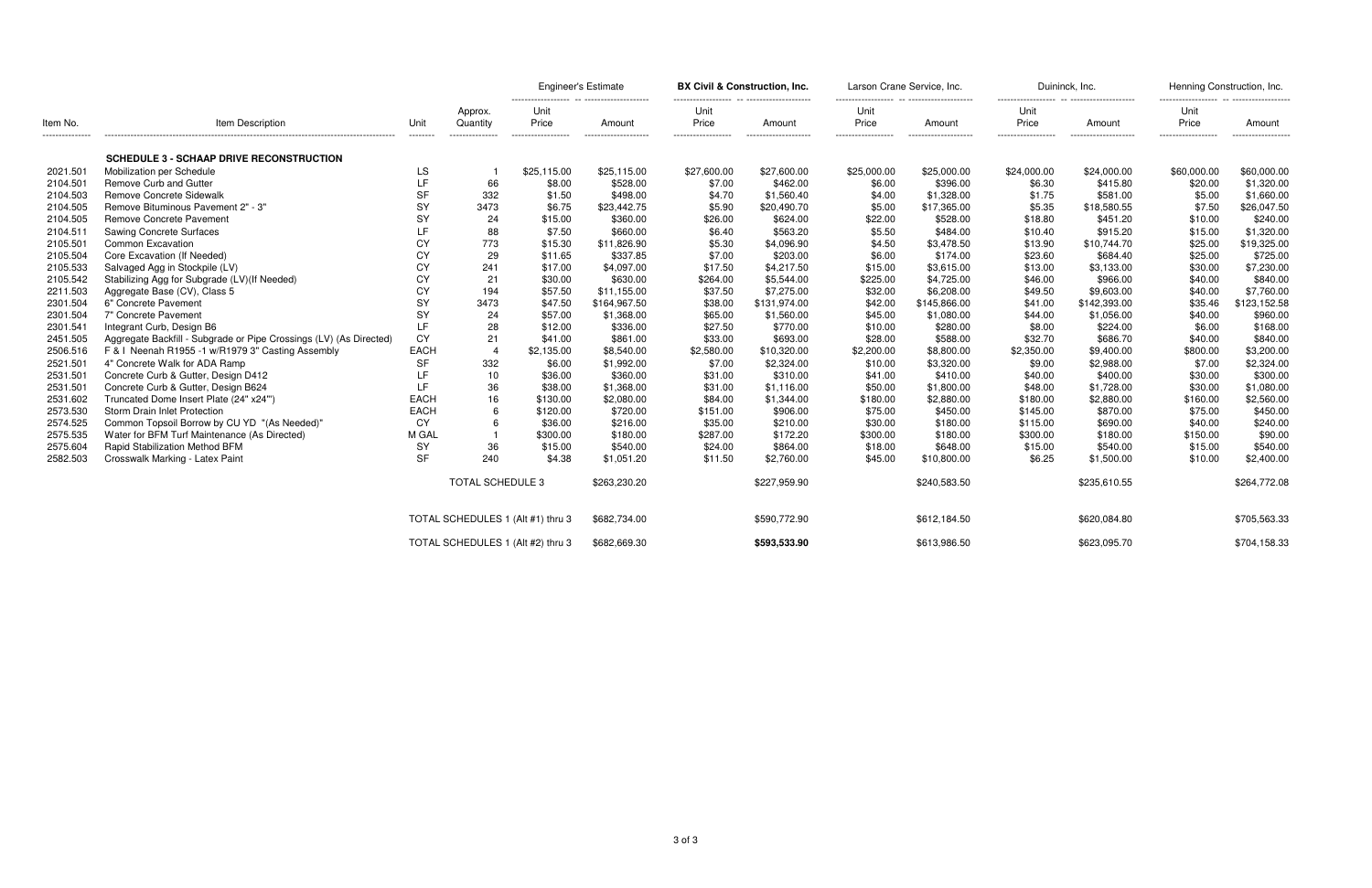| | | | | Engineer's Estimate | | BX Civil & Construction, Inc. | | Larson Crane Service, Inc. | | Duininck, Inc. | | Henning Construction, Inc. | |
|---|---|---|---|---|---|---|---|---|---|---|---|---|---|
| Item No. | Item Description | Unit | Approx. Quantity | Unit Price | Amount | Unit Price | Amount | Unit Price | Amount | Unit Price | Amount | Unit Price | Amount |
| | **SCHEDULE 3 - SCHAAP DRIVE RECONSTRUCTION** | | | | | | | | | | | | |
| 2021.501 | Mobilization per Schedule | LS | 1 | $25,115.00 | $25,115.00 | $27,600.00 | $27,600.00 | $25,000.00 | $25,000.00 | $24,000.00 | $24,000.00 | $60,000.00 | $60,000.00 |
| 2104.501 | Remove Curb and Gutter | LF | 66 | $8.00 | $528.00 | $7.00 | $462.00 | $6.00 | $396.00 | $6.30 | $415.80 | $20.00 | $1,320.00 |
| 2104.503 | Remove Concrete Sidewalk | SF | 332 | $1.50 | $498.00 | $4.70 | $1,560.40 | $4.00 | $1,328.00 | $1.75 | $581.00 | $5.00 | $1,660.00 |
| 2104.505 | Remove Bituminous Pavement 2" - 3" | SY | 3473 | $6.75 | $23,442.75 | $5.90 | $20,490.70 | $5.00 | $17,365.00 | $5.35 | $18,580.55 | $7.50 | $26,047.50 |
| 2104.505 | Remove Concrete Pavement | SY | 24 | $15.00 | $360.00 | $26.00 | $624.00 | $22.00 | $528.00 | $18.80 | $451.20 | $10.00 | $240.00 |
| 2104.511 | Sawing Concrete Surfaces | LF | 88 | $7.50 | $660.00 | $6.40 | $563.20 | $5.50 | $484.00 | $10.40 | $915.20 | $15.00 | $1,320.00 |
| 2105.501 | Common Excavation | CY | 773 | $15.30 | $11,826.90 | $5.30 | $4,096.90 | $4.50 | $3,478.50 | $13.90 | $10,744.70 | $25.00 | $19,325.00 |
| 2105.504 | Core Excavation (If Needed) | CY | 29 | $11.65 | $337.85 | $7.00 | $203.00 | $6.00 | $174.00 | $23.60 | $684.40 | $25.00 | $725.00 |
| 2105.533 | Salvaged Agg in Stockpile (LV) | CY | 241 | $17.00 | $4,097.00 | $17.50 | $4,217.50 | $15.00 | $3,615.00 | $13.00 | $3,133.00 | $30.00 | $7,230.00 |
| 2105.542 | Stabilizing Agg for Subgrade (LV)(If Needed) | CY | 21 | $30.00 | $630.00 | $264.00 | $5,544.00 | $225.00 | $4,725.00 | $46.00 | $966.00 | $40.00 | $840.00 |
| 2211.503 | Aggregate Base (CV), Class 5 | CY | 194 | $57.50 | $11,155.00 | $37.50 | $7,275.00 | $32.00 | $6,208.00 | $49.50 | $9,603.00 | $40.00 | $7,760.00 |
| 2301.504 | 6" Concrete Pavement | SY | 3473 | $47.50 | $164,967.50 | $38.00 | $131,974.00 | $42.00 | $145,866.00 | $41.00 | $142,393.00 | $35.46 | $123,152.58 |
| 2301.504 | 7" Concrete Pavement | SY | 24 | $57.00 | $1,368.00 | $65.00 | $1,560.00 | $45.00 | $1,080.00 | $44.00 | $1,056.00 | $40.00 | $960.00 |
| 2301.541 | Integrant Curb, Design B6 | LF | 28 | $12.00 | $336.00 | $27.50 | $770.00 | $10.00 | $280.00 | $8.00 | $224.00 | $6.00 | $168.00 |
| 2451.505 | Aggregate Backfill - Subgrade or Pipe Crossings (LV) (As Directed) | CY | 21 | $41.00 | $861.00 | $33.00 | $693.00 | $28.00 | $588.00 | $32.70 | $686.70 | $40.00 | $840.00 |
| 2506.516 | F & I Neenah R1955 -1 w/R1979 3" Casting Assembly | EACH | 4 | $2,135.00 | $8,540.00 | $2,580.00 | $10,320.00 | $2,200.00 | $8,800.00 | $2,350.00 | $9,400.00 | $800.00 | $3,200.00 |
| 2521.501 | 4" Concrete Walk for ADA Ramp | SF | 332 | $6.00 | $1,992.00 | $7.00 | $2,324.00 | $10.00 | $3,320.00 | $9.00 | $2,988.00 | $7.00 | $2,324.00 |
| 2531.501 | Concrete Curb & Gutter, Design D412 | LF | 10 | $36.00 | $360.00 | $31.00 | $310.00 | $41.00 | $410.00 | $40.00 | $400.00 | $30.00 | $300.00 |
| 2531.501 | Concrete Curb & Gutter, Design B624 | LF | 36 | $38.00 | $1,368.00 | $31.00 | $1,116.00 | $50.00 | $1,800.00 | $48.00 | $1,728.00 | $30.00 | $1,080.00 |
| 2531.602 | Truncated Dome Insert Plate (24" x24"') | EACH | 16 | $130.00 | $2,080.00 | $84.00 | $1,344.00 | $180.00 | $2,880.00 | $180.00 | $2,880.00 | $160.00 | $2,560.00 |
| 2573.530 | Storm Drain Inlet Protection | EACH | 6 | $120.00 | $720.00 | $151.00 | $906.00 | $75.00 | $450.00 | $145.00 | $870.00 | $75.00 | $450.00 |
| 2574.525 | Common Topsoil Borrow by CU YD "(As Needed)" | CY | 6 | $36.00 | $216.00 | $35.00 | $210.00 | $30.00 | $180.00 | $115.00 | $690.00 | $40.00 | $240.00 |
| 2575.535 | Water for BFM Turf Maintenance (As Directed) | M GAL | 1 | $300.00 | $180.00 | $287.00 | $172.20 | $300.00 | $180.00 | $300.00 | $180.00 | $150.00 | $90.00 |
| 2575.604 | Rapid Stabilization Method BFM | SY | 36 | $15.00 | $540.00 | $24.00 | $864.00 | $18.00 | $648.00 | $15.00 | $540.00 | $15.00 | $540.00 |
| 2582.503 | Crosswalk Marking - Latex Paint | SF | 240 | $4.38 | $1,051.20 | $11.50 | $2,760.00 | $45.00 | $10,800.00 | $6.25 | $1,500.00 | $10.00 | $2,400.00 |
| | | TOTAL SCHEDULE 3 | | | $263,230.20 | | $227,959.90 | | $240,583.50 | | $235,610.55 | | $264,772.08 |
| | | TOTAL SCHEDULES 1 (Alt #1) thru 3 | | | $682,734.00 | | $590,772.90 | | $612,184.50 | | $620,084.80 | | $705,563.33 |
| | | TOTAL SCHEDULES 1 (Alt #2) thru 3 | | | $682,669.30 | | **$593,533.90** | | $613,986.50 | | $623,095.70 | | $704,158.33 |